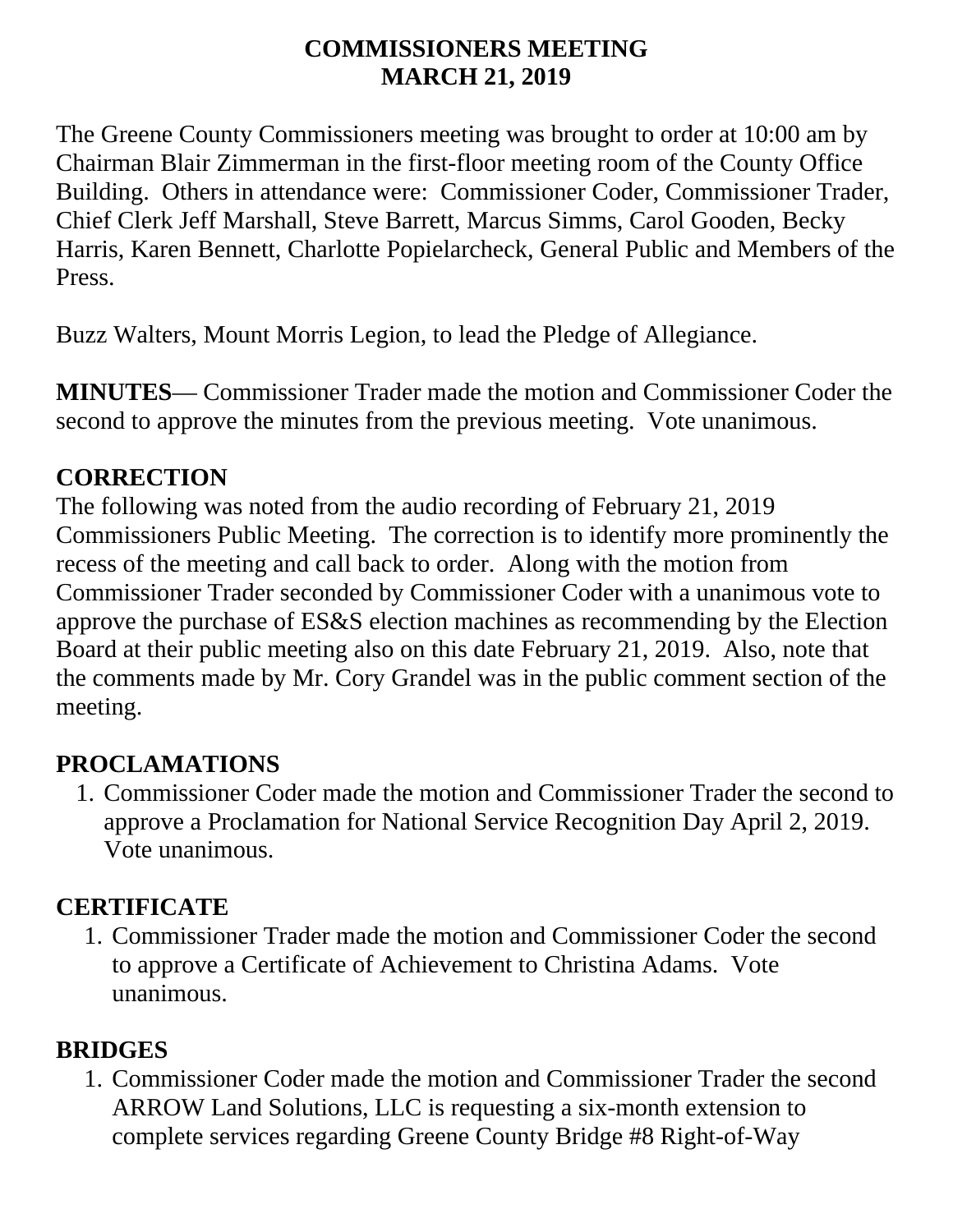# COMMISSIONERS MEETING
# MARCH 21, 2019

The Greene County Commissioners meeting was brought to order at 10:00 am by Chairman Blair Zimmerman in the first-floor meeting room of the County Office Building. Others in attendance were: Commissioner Coder, Commissioner Trader, Chief Clerk Jeff Marshall, Steve Barrett, Marcus Simms, Carol Gooden, Becky Harris, Karen Bennett, Charlotte Popielarcheck, General Public and Members of the Press.

Buzz Walters, Mount Morris Legion, to lead the Pledge of Allegiance.

**MINUTES**— Commissioner Trader made the motion and Commissioner Coder the second to approve the minutes from the previous meeting. Vote unanimous.

## CORRECTION

The following was noted from the audio recording of February 21, 2019 Commissioners Public Meeting. The correction is to identify more prominently the recess of the meeting and call back to order. Along with the motion from Commissioner Trader seconded by Commissioner Coder with a unanimous vote to approve the purchase of ES&S election machines as recommending by the Election Board at their public meeting also on this date February 21, 2019. Also, note that the comments made by Mr. Cory Grandel was in the public comment section of the meeting.

## PROCLAMATIONS

1. Commissioner Coder made the motion and Commissioner Trader the second to approve a Proclamation for National Service Recognition Day April 2, 2019. Vote unanimous.

## CERTIFICATE

1. Commissioner Trader made the motion and Commissioner Coder the second to approve a Certificate of Achievement to Christina Adams. Vote unanimous.

## BRIDGES

1. Commissioner Coder made the motion and Commissioner Trader the second ARROW Land Solutions, LLC is requesting a six-month extension to complete services regarding Greene County Bridge #8 Right-of-Way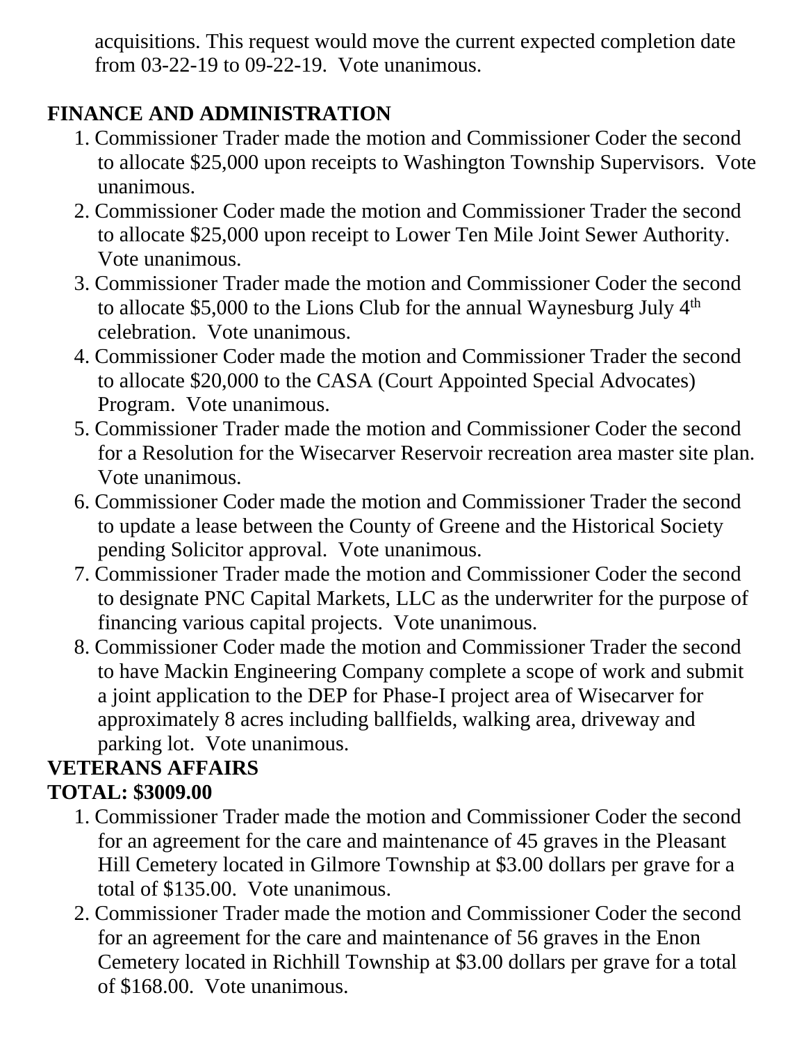acquisitions. This request would move the current expected completion date from 03-22-19 to 09-22-19. Vote unanimous.

**FINANCE AND ADMINISTRATION**

1. Commissioner Trader made the motion and Commissioner Coder the second to allocate $25,000 upon receipts to Washington Township Supervisors. Vote unanimous.
2. Commissioner Coder made the motion and Commissioner Trader the second to allocate $25,000 upon receipt to Lower Ten Mile Joint Sewer Authority. Vote unanimous.
3. Commissioner Trader made the motion and Commissioner Coder the second to allocate $5,000 to the Lions Club for the annual Waynesburg July 4th celebration. Vote unanimous.
4. Commissioner Coder made the motion and Commissioner Trader the second to allocate $20,000 to the CASA (Court Appointed Special Advocates) Program. Vote unanimous.
5. Commissioner Trader made the motion and Commissioner Coder the second for a Resolution for the Wisecarver Reservoir recreation area master site plan. Vote unanimous.
6. Commissioner Coder made the motion and Commissioner Trader the second to update a lease between the County of Greene and the Historical Society pending Solicitor approval. Vote unanimous.
7. Commissioner Trader made the motion and Commissioner Coder the second to designate PNC Capital Markets, LLC as the underwriter for the purpose of financing various capital projects. Vote unanimous.
8. Commissioner Coder made the motion and Commissioner Trader the second to have Mackin Engineering Company complete a scope of work and submit a joint application to the DEP for Phase-I project area of Wisecarver for approximately 8 acres including ballfields, walking area, driveway and parking lot. Vote unanimous.

**VETERANS AFFAIRS**

**TOTAL: $3009.00**

1. Commissioner Trader made the motion and Commissioner Coder the second for an agreement for the care and maintenance of 45 graves in the Pleasant Hill Cemetery located in Gilmore Township at $3.00 dollars per grave for a total of $135.00. Vote unanimous.
2. Commissioner Trader made the motion and Commissioner Coder the second for an agreement for the care and maintenance of 56 graves in the Enon Cemetery located in Richhill Township at $3.00 dollars per grave for a total of $168.00. Vote unanimous.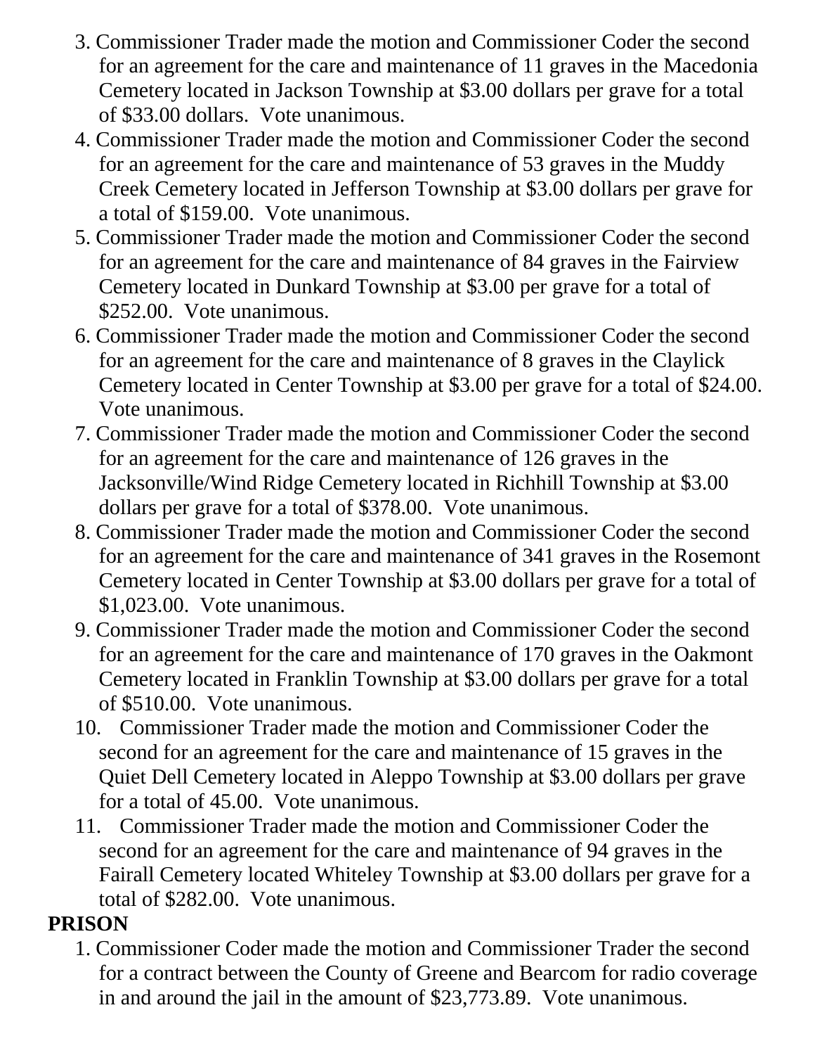3. Commissioner Trader made the motion and Commissioner Coder the second for an agreement for the care and maintenance of 11 graves in the Macedonia Cemetery located in Jackson Township at $3.00 dollars per grave for a total of $33.00 dollars. Vote unanimous.
4. Commissioner Trader made the motion and Commissioner Coder the second for an agreement for the care and maintenance of 53 graves in the Muddy Creek Cemetery located in Jefferson Township at $3.00 dollars per grave for a total of $159.00. Vote unanimous.
5. Commissioner Trader made the motion and Commissioner Coder the second for an agreement for the care and maintenance of 84 graves in the Fairview Cemetery located in Dunkard Township at $3.00 per grave for a total of $252.00. Vote unanimous.
6. Commissioner Trader made the motion and Commissioner Coder the second for an agreement for the care and maintenance of 8 graves in the Claylick Cemetery located in Center Township at $3.00 per grave for a total of $24.00. Vote unanimous.
7. Commissioner Trader made the motion and Commissioner Coder the second for an agreement for the care and maintenance of 126 graves in the Jacksonville/Wind Ridge Cemetery located in Richhill Township at $3.00 dollars per grave for a total of $378.00. Vote unanimous.
8. Commissioner Trader made the motion and Commissioner Coder the second for an agreement for the care and maintenance of 341 graves in the Rosemont Cemetery located in Center Township at $3.00 dollars per grave for a total of $1,023.00. Vote unanimous.
9. Commissioner Trader made the motion and Commissioner Coder the second for an agreement for the care and maintenance of 170 graves in the Oakmont Cemetery located in Franklin Township at $3.00 dollars per grave for a total of $510.00. Vote unanimous.
10. Commissioner Trader made the motion and Commissioner Coder the second for an agreement for the care and maintenance of 15 graves in the Quiet Dell Cemetery located in Aleppo Township at $3.00 dollars per grave for a total of 45.00. Vote unanimous.
11. Commissioner Trader made the motion and Commissioner Coder the second for an agreement for the care and maintenance of 94 graves in the Fairall Cemetery located Whiteley Township at $3.00 dollars per grave for a total of $282.00. Vote unanimous.

**PRISON**

1. Commissioner Coder made the motion and Commissioner Trader the second for a contract between the County of Greene and Bearcom for radio coverage in and around the jail in the amount of $23,773.89. Vote unanimous.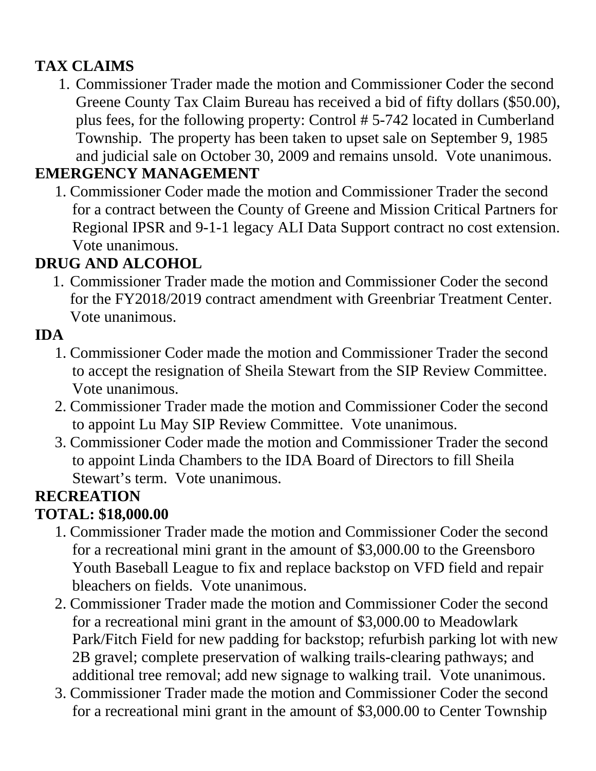**TAX CLAIMS**

1. Commissioner Trader made the motion and Commissioner Coder the second Greene County Tax Claim Bureau has received a bid of fifty dollars ($50.00), plus fees, for the following property: Control # 5-742 located in Cumberland Township. The property has been taken to upset sale on September 9, 1985 and judicial sale on October 30, 2009 and remains unsold. Vote unanimous.

**EMERGENCY MANAGEMENT**

1. Commissioner Coder made the motion and Commissioner Trader the second for a contract between the County of Greene and Mission Critical Partners for Regional IPSR and 9-1-1 legacy ALI Data Support contract no cost extension. Vote unanimous.

**DRUG AND ALCOHOL**

1. Commissioner Trader made the motion and Commissioner Coder the second for the FY2018/2019 contract amendment with Greenbriar Treatment Center. Vote unanimous.

**IDA**

1. Commissioner Coder made the motion and Commissioner Trader the second to accept the resignation of Sheila Stewart from the SIP Review Committee. Vote unanimous.
2. Commissioner Trader made the motion and Commissioner Coder the second to appoint Lu May SIP Review Committee. Vote unanimous.
3. Commissioner Coder made the motion and Commissioner Trader the second to appoint Linda Chambers to the IDA Board of Directors to fill Sheila Stewart's term. Vote unanimous.

**RECREATION**

**TOTAL: $18,000.00**

1. Commissioner Trader made the motion and Commissioner Coder the second for a recreational mini grant in the amount of $3,000.00 to the Greensboro Youth Baseball League to fix and replace backstop on VFD field and repair bleachers on fields. Vote unanimous.
2. Commissioner Trader made the motion and Commissioner Coder the second for a recreational mini grant in the amount of $3,000.00 to Meadowlark Park/Fitch Field for new padding for backstop; refurbish parking lot with new 2B gravel; complete preservation of walking trails-clearing pathways; and additional tree removal; add new signage to walking trail. Vote unanimous.
3. Commissioner Trader made the motion and Commissioner Coder the second for a recreational mini grant in the amount of $3,000.00 to Center Township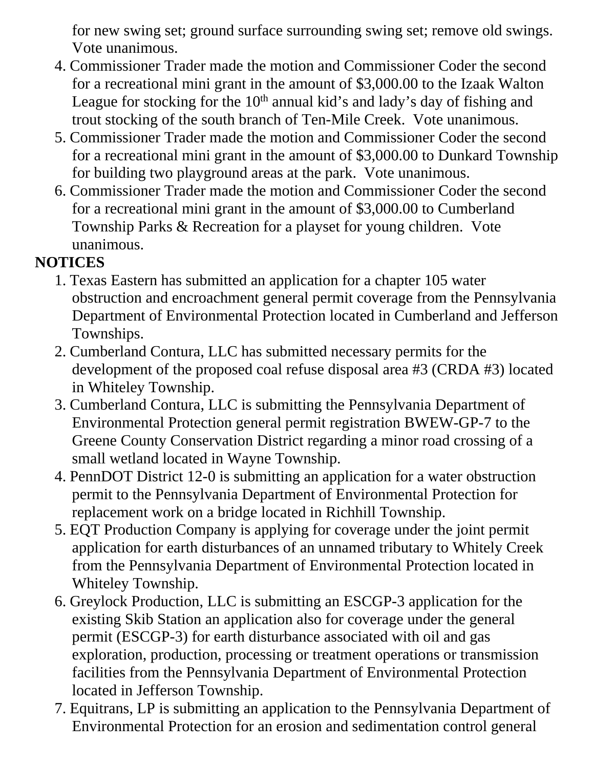for new swing set; ground surface surrounding swing set; remove old swings. Vote unanimous.

4. Commissioner Trader made the motion and Commissioner Coder the second for a recreational mini grant in the amount of $3,000.00 to the Izaak Walton League for stocking for the 10th annual kid's and lady's day of fishing and trout stocking of the south branch of Ten-Mile Creek. Vote unanimous.
5. Commissioner Trader made the motion and Commissioner Coder the second for a recreational mini grant in the amount of $3,000.00 to Dunkard Township for building two playground areas at the park. Vote unanimous.
6. Commissioner Trader made the motion and Commissioner Coder the second for a recreational mini grant in the amount of $3,000.00 to Cumberland Township Parks & Recreation for a playset for young children. Vote unanimous.

**NOTICES**

1. Texas Eastern has submitted an application for a chapter 105 water obstruction and encroachment general permit coverage from the Pennsylvania Department of Environmental Protection located in Cumberland and Jefferson Townships.
2. Cumberland Contura, LLC has submitted necessary permits for the development of the proposed coal refuse disposal area #3 (CRDA #3) located in Whiteley Township.
3. Cumberland Contura, LLC is submitting the Pennsylvania Department of Environmental Protection general permit registration BWEW-GP-7 to the Greene County Conservation District regarding a minor road crossing of a small wetland located in Wayne Township.
4. PennDOT District 12-0 is submitting an application for a water obstruction permit to the Pennsylvania Department of Environmental Protection for replacement work on a bridge located in Richhill Township.
5. EQT Production Company is applying for coverage under the joint permit application for earth disturbances of an unnamed tributary to Whitely Creek from the Pennsylvania Department of Environmental Protection located in Whiteley Township.
6. Greylock Production, LLC is submitting an ESCGP-3 application for the existing Skib Station an application also for coverage under the general permit (ESCGP-3) for earth disturbance associated with oil and gas exploration, production, processing or treatment operations or transmission facilities from the Pennsylvania Department of Environmental Protection located in Jefferson Township.
7. Equitrans, LP is submitting an application to the Pennsylvania Department of Environmental Protection for an erosion and sedimentation control general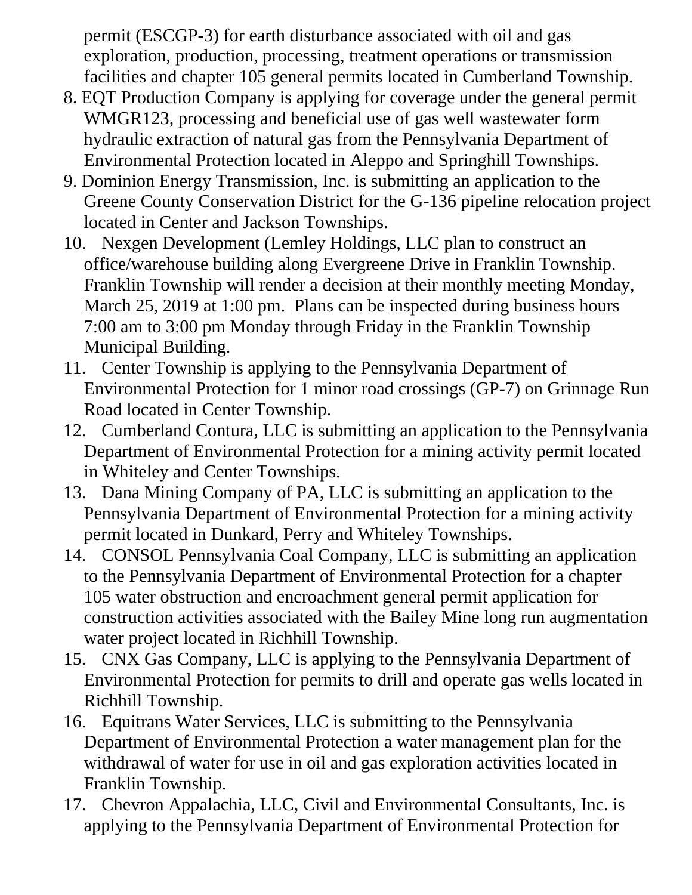permit (ESCGP-3) for earth disturbance associated with oil and gas exploration, production, processing, treatment operations or transmission facilities and chapter 105 general permits located in Cumberland Township.

8. EQT Production Company is applying for coverage under the general permit WMGR123, processing and beneficial use of gas well wastewater form hydraulic extraction of natural gas from the Pennsylvania Department of Environmental Protection located in Aleppo and Springhill Townships.
9. Dominion Energy Transmission, Inc. is submitting an application to the Greene County Conservation District for the G-136 pipeline relocation project located in Center and Jackson Townships.
10. Nexgen Development (Lemley Holdings, LLC plan to construct an office/warehouse building along Evergreene Drive in Franklin Township. Franklin Township will render a decision at their monthly meeting Monday, March 25, 2019 at 1:00 pm. Plans can be inspected during business hours 7:00 am to 3:00 pm Monday through Friday in the Franklin Township Municipal Building.
11. Center Township is applying to the Pennsylvania Department of Environmental Protection for 1 minor road crossings (GP-7) on Grinnage Run Road located in Center Township.
12. Cumberland Contura, LLC is submitting an application to the Pennsylvania Department of Environmental Protection for a mining activity permit located in Whiteley and Center Townships.
13. Dana Mining Company of PA, LLC is submitting an application to the Pennsylvania Department of Environmental Protection for a mining activity permit located in Dunkard, Perry and Whiteley Townships.
14. CONSOL Pennsylvania Coal Company, LLC is submitting an application to the Pennsylvania Department of Environmental Protection for a chapter 105 water obstruction and encroachment general permit application for construction activities associated with the Bailey Mine long run augmentation water project located in Richhill Township.
15. CNX Gas Company, LLC is applying to the Pennsylvania Department of Environmental Protection for permits to drill and operate gas wells located in Richhill Township.
16. Equitrans Water Services, LLC is submitting to the Pennsylvania Department of Environmental Protection a water management plan for the withdrawal of water for use in oil and gas exploration activities located in Franklin Township.
17. Chevron Appalachia, LLC, Civil and Environmental Consultants, Inc. is applying to the Pennsylvania Department of Environmental Protection for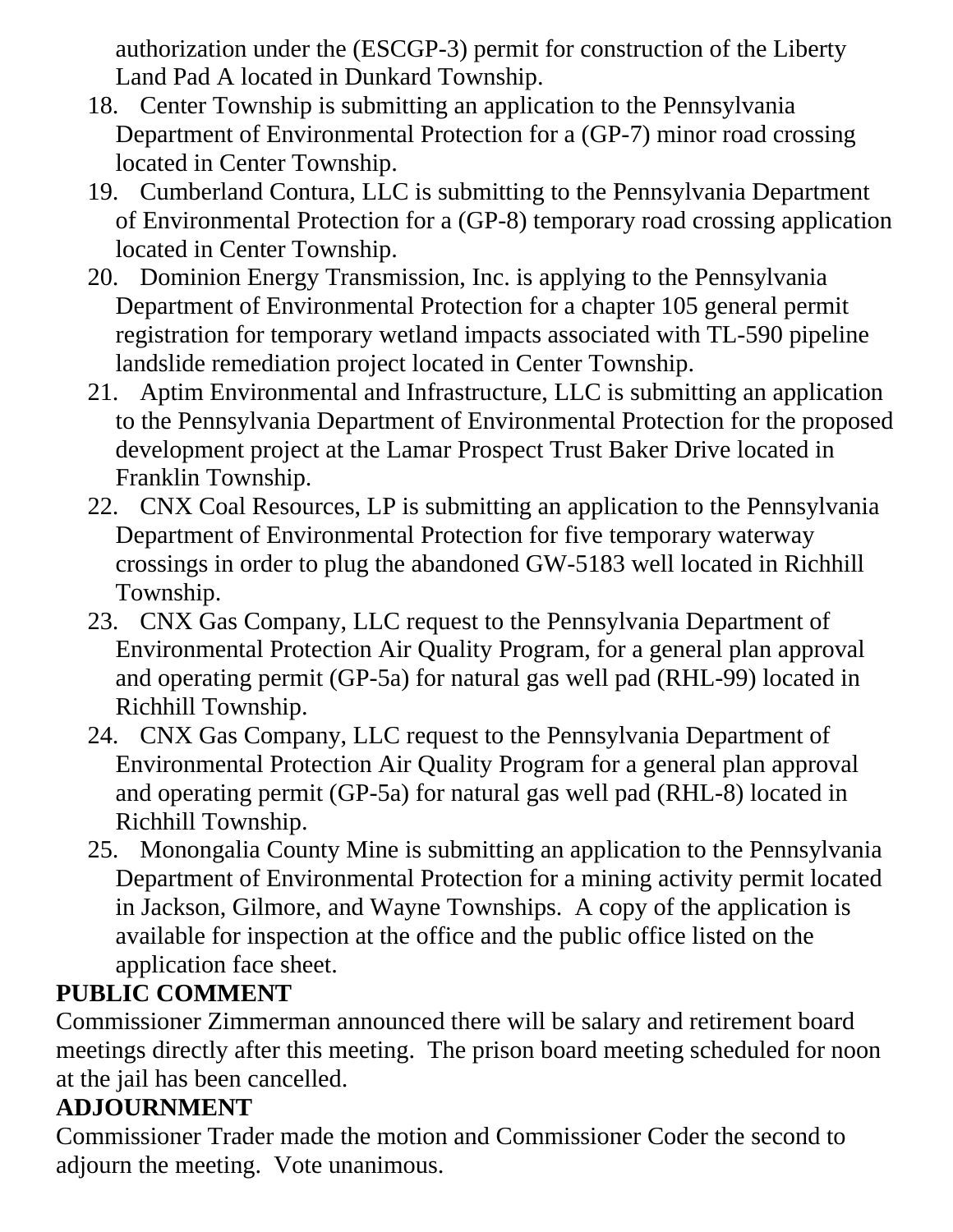authorization under the (ESCGP-3) permit for construction of the Liberty Land Pad A located in Dunkard Township.

18. Center Township is submitting an application to the Pennsylvania Department of Environmental Protection for a (GP-7) minor road crossing located in Center Township.
19. Cumberland Contura, LLC is submitting to the Pennsylvania Department of Environmental Protection for a (GP-8) temporary road crossing application located in Center Township.
20. Dominion Energy Transmission, Inc. is applying to the Pennsylvania Department of Environmental Protection for a chapter 105 general permit registration for temporary wetland impacts associated with TL-590 pipeline landslide remediation project located in Center Township.
21. Aptim Environmental and Infrastructure, LLC is submitting an application to the Pennsylvania Department of Environmental Protection for the proposed development project at the Lamar Prospect Trust Baker Drive located in Franklin Township.
22. CNX Coal Resources, LP is submitting an application to the Pennsylvania Department of Environmental Protection for five temporary waterway crossings in order to plug the abandoned GW-5183 well located in Richhill Township.
23. CNX Gas Company, LLC request to the Pennsylvania Department of Environmental Protection Air Quality Program, for a general plan approval and operating permit (GP-5a) for natural gas well pad (RHL-99) located in Richhill Township.
24. CNX Gas Company, LLC request to the Pennsylvania Department of Environmental Protection Air Quality Program for a general plan approval and operating permit (GP-5a) for natural gas well pad (RHL-8) located in Richhill Township.
25. Monongalia County Mine is submitting an application to the Pennsylvania Department of Environmental Protection for a mining activity permit located in Jackson, Gilmore, and Wayne Townships. A copy of the application is available for inspection at the office and the public office listed on the application face sheet.

**PUBLIC COMMENT**

Commissioner Zimmerman announced there will be salary and retirement board meetings directly after this meeting. The prison board meeting scheduled for noon at the jail has been cancelled.

**ADJOURNMENT**

Commissioner Trader made the motion and Commissioner Coder the second to adjourn the meeting. Vote unanimous.